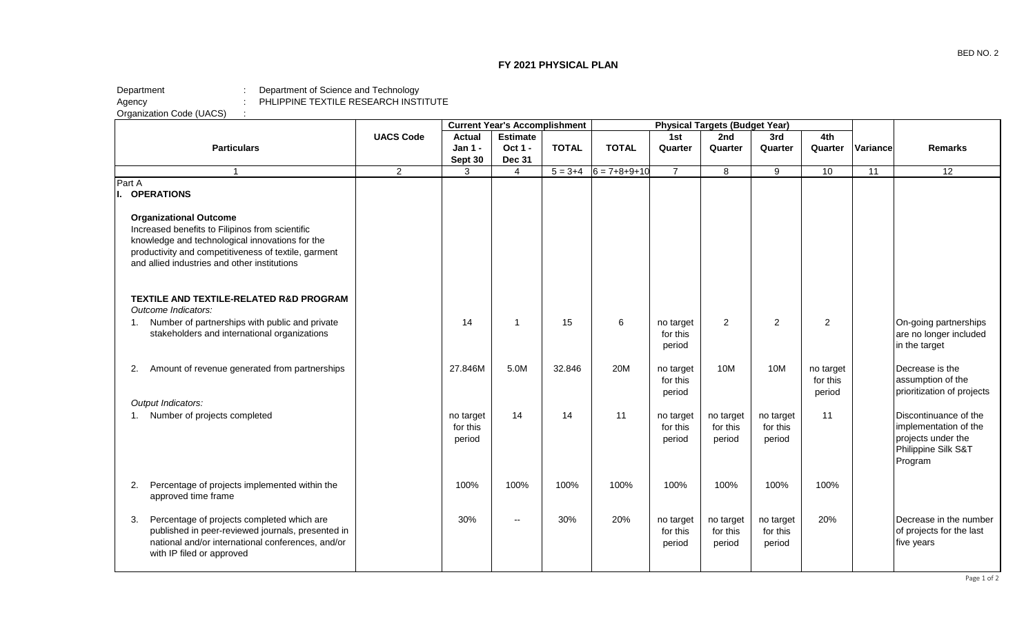BED NO. 2

# FY 2021 PHYSICAL PLAN

Department : Department of Science and Technology
Agency : PHLIPPINE TEXTILE RESEARCH INSTITUTE
Organization Code (UACS) :

| Particulars | UACS Code | Current Year's Accomplishment | | | Physical Targets (Budget Year) | | | | | Variance | Remarks |
|---|---|---|---|---|---|---|---|---|---|---|---|
| | | Actual Jan 1 - Sept 30 | Estimate Oct 1 - Dec 31 | TOTAL | TOTAL | 1st Quarter | 2nd Quarter | 3rd Quarter | 4th Quarter | | |
| 1 | 2 | 3 | 4 | 5 = 3+4 | 6 = 7+8+9+10 | 7 | 8 | 9 | 10 | 11 | 12 |
| Part A | | | | | | | | | | | |
| **I. OPERATIONS** | | | | | | | | | | | |
| **Organizational Outcome** Increased benefits to Filipinos from scientific knowledge and technological innovations for the productivity and competitiveness of textile, garment and allied industries and other institutions | | | | | | | | | | | |
| **TEXTILE AND TEXTILE-RELATED R&D PROGRAM** | | | | | | | | | | | |
| *Outcome Indicators:* | | | | | | | | | | | |
| 1. Number of partnerships with public and private stakeholders and international organizations | | 14 | 1 | 15 | 6 | no target for this period | 2 | 2 | 2 | | On-going partnerships are no longer included in the target |
| 2. Amount of revenue generated from partnerships | | 27.846M | 5.0M | 32.846 | 20M | no target for this period | 10M | 10M | no target for this period | | Decrease is the assumption of the prioritization of projects |
| *Output Indicators:* | | | | | | | | | | | |
| 1. Number of projects completed | | no target for this period | 14 | 14 | 11 | no target for this period | no target for this period | no target for this period | 11 | | Discontinuance of the implementation of the projects under the Philippine Silk S&T Program |
| 2. Percentage of projects implemented within the approved time frame | | 100% | 100% | 100% | 100% | 100% | 100% | 100% | 100% | | |
| 3. Percentage of projects completed which are published in peer-reviewed journals, presented in national and/or international conferences, and/or with IP filed or approved | | 30% | -- | 30% | 20% | no target for this period | no target for this period | no target for this period | 20% | | Decrease in the number of projects for the last five years |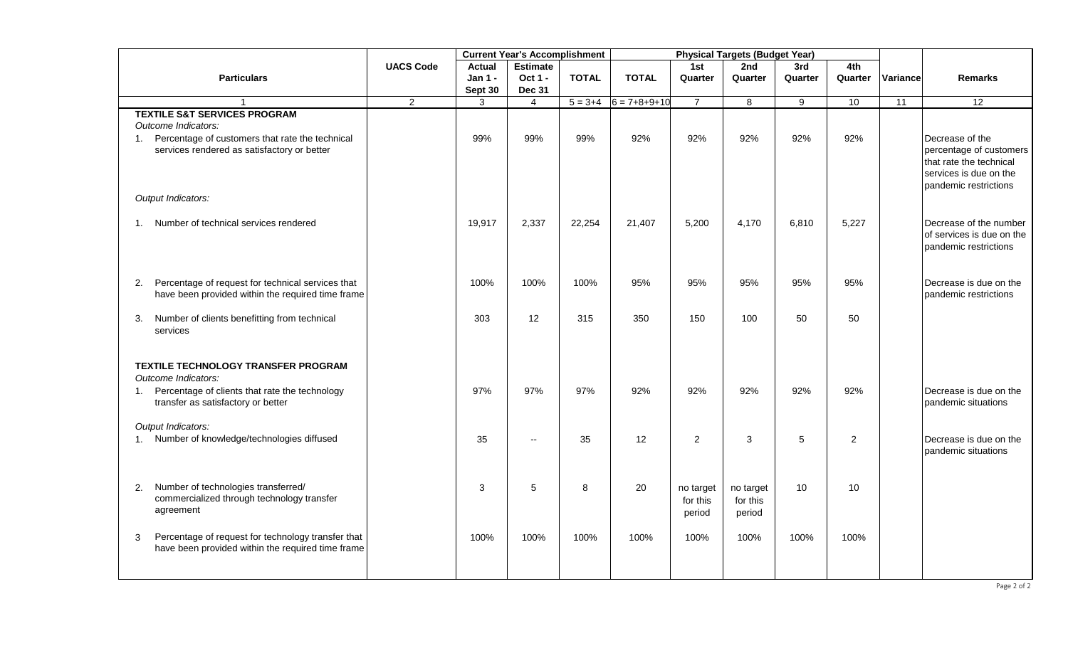| Particulars | UACS Code | Current Year's Accomplishment | | | Physical Targets (Budget Year) | | | | | Variance | Remarks |
|---|---|---|---|---|---|---|---|---|---|---|---|
| | | Actual Jan 1 - Sept 30 | Estimate Oct 1 - Dec 31 | TOTAL | TOTAL | 1st Quarter | 2nd Quarter | 3rd Quarter | 4th Quarter | | |
| 1 | 2 | 3 | 4 | 5 = 3+4 | 6 = 7+8+9+10 | 7 | 8 | 9 | 10 | 11 | 12 |
| **TEXTILE S&T SERVICES PROGRAM** | | | | | | | | | | | |
| *Outcome Indicators:* | | | | | | | | | | | |
| 1. Percentage of customers that rate the technical services rendered as satisfactory or better | | 99% | 99% | 99% | 92% | 92% | 92% | 92% | 92% | | Decrease of the percentage of customers that rate the technical services is due on the pandemic restrictions |
| *Output Indicators:* | | | | | | | | | | | |
| 1. Number of technical services rendered | | 19,917 | 2,337 | 22,254 | 21,407 | 5,200 | 4,170 | 6,810 | 5,227 | | Decrease of the number of services is due on the pandemic restrictions |
| 2. Percentage of request for technical services that have been provided within the required time frame | | 100% | 100% | 100% | 95% | 95% | 95% | 95% | 95% | | Decrease is due on the pandemic restrictions |
| 3. Number of clients benefitting from technical services | | 303 | 12 | 315 | 350 | 150 | 100 | 50 | 50 | | |
| **TEXTILE TECHNOLOGY TRANSFER PROGRAM** | | | | | | | | | | | |
| *Outcome Indicators:* | | | | | | | | | | | |
| 1. Percentage of clients that rate the technology transfer as satisfactory or better | | 97% | 97% | 97% | 92% | 92% | 92% | 92% | 92% | | Decrease is due on the pandemic situations |
| *Output Indicators:* | | | | | | | | | | | |
| 1. Number of knowledge/technologies diffused | | 35 | -- | 35 | 12 | 2 | 3 | 5 | 2 | | Decrease is due on the pandemic situations |
| 2. Number of technologies transferred/ commercialized through technology transfer agreement | | 3 | 5 | 8 | 20 | no target for this period | no target for this period | 10 | 10 | | |
| 3 Percentage of request for technology transfer that have been provided within the required time frame | | 100% | 100% | 100% | 100% | 100% | 100% | 100% | 100% | | |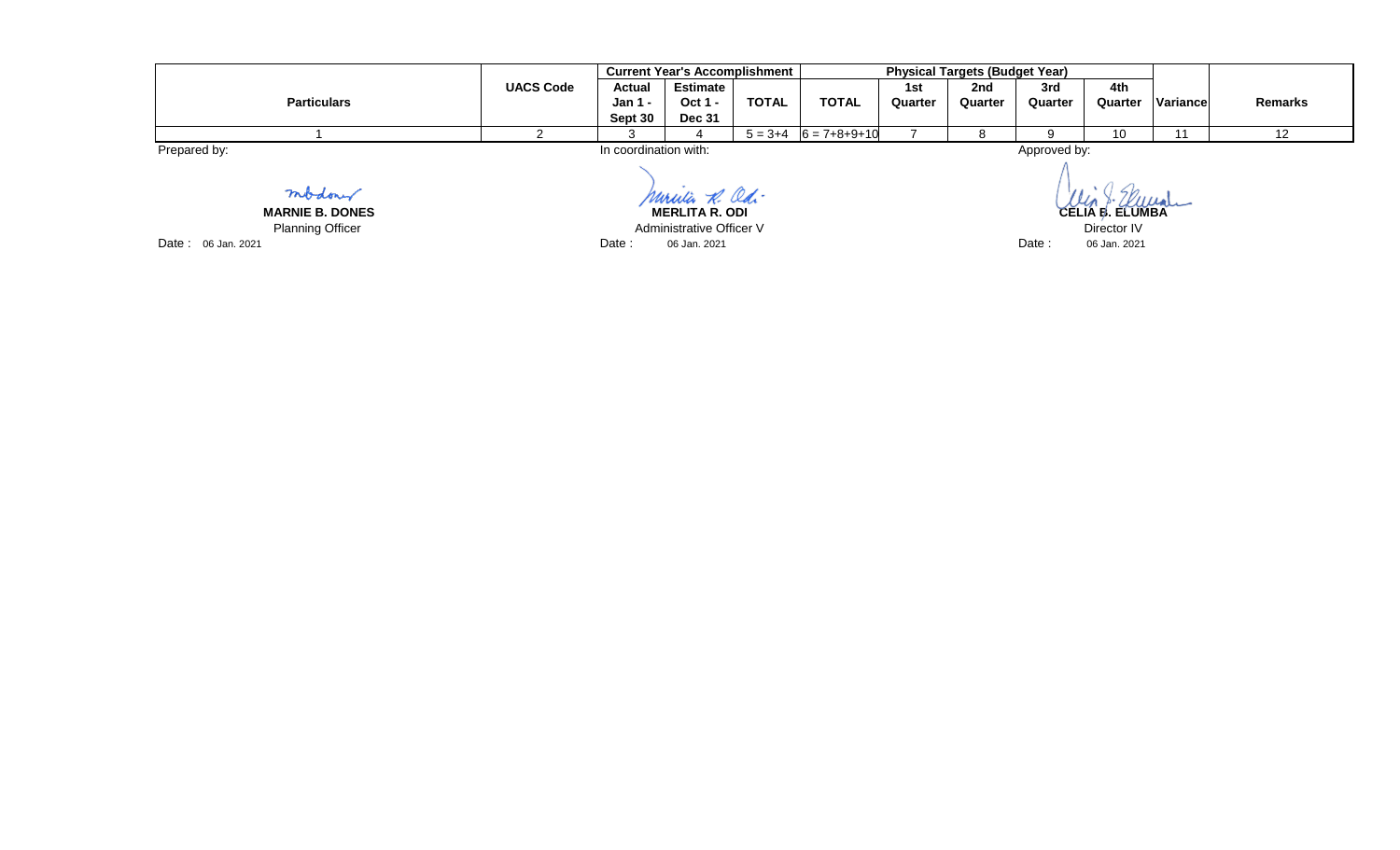| Particulars | UACS Code | Current Year's Accomplishment | | | Physical Targets (Budget Year) | | | | | Variance | Remarks |
|---|---|---|---|---|---|---|---|---|---|---|---|
| | | Actual Jan 1 - Sept 30 | Estimate Oct 1 - Dec 31 | TOTAL | TOTAL | 1st Quarter | 2nd Quarter | 3rd Quarter | 4th Quarter | | |
| 1 | 2 | 3 | 4 | 5 = 3+4 | 6 = 7+8+9+10 | 7 | 8 | 9 | 10 | 11 | 12 |

Prepared by:

**MARNIE B. DONES**
Planning Officer
Date : 06 Jan. 2021

In coordination with:

**MERLITA R. ODI**
Administrative Officer V
Date : 06 Jan. 2021

Approved by:

**CELIA B. ELUMBA**
Director IV
Date : 06 Jan. 2021